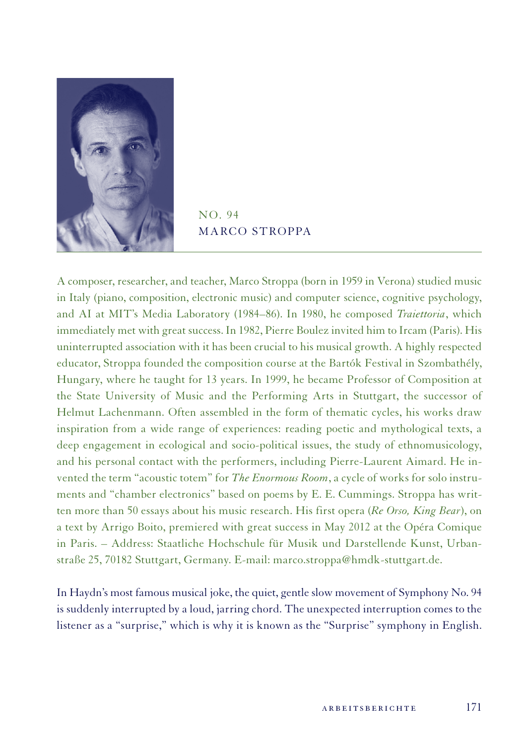## NO. 94
## MARCO STROPPA

A composer, researcher, and teacher, Marco Stroppa (born in 1959 in Verona) studied music in Italy (piano, composition, electronic music) and computer science, cognitive psychology, and AI at MIT's Media Laboratory (1984–86). In 1980, he composed *Traiettoria*, which immediately met with great success. In 1982, Pierre Boulez invited him to Ircam (Paris). His uninterrupted association with it has been crucial to his musical growth. A highly respected educator, Stroppa founded the composition course at the Bartók Festival in Szombathély, Hungary, where he taught for 13 years. In 1999, he became Professor of Composition at the State University of Music and the Performing Arts in Stuttgart, the successor of Helmut Lachenmann. Often assembled in the form of thematic cycles, his works draw inspiration from a wide range of experiences: reading poetic and mythological texts, a deep engagement in ecological and socio-political issues, the study of ethnomusicology, and his personal contact with the performers, including Pierre-Laurent Aimard. He invented the term "acoustic totem" for *The Enormous Room*, a cycle of works for solo instruments and "chamber electronics" based on poems by E. E. Cummings. Stroppa has written more than 50 essays about his music research. His first opera (*Re Orso, King Bear*), on a text by Arrigo Boito, premiered with great success in May 2012 at the Opéra Comique in Paris. – Address: Staatliche Hochschule für Musik und Darstellende Kunst, Urbanstraße 25, 70182 Stuttgart, Germany. E-mail: marco.stroppa@hmdk-stuttgart.de.

In Haydn's most famous musical joke, the quiet, gentle slow movement of Symphony No. 94 is suddenly interrupted by a loud, jarring chord. The unexpected interruption comes to the listener as a "surprise," which is why it is known as the "Surprise" symphony in English.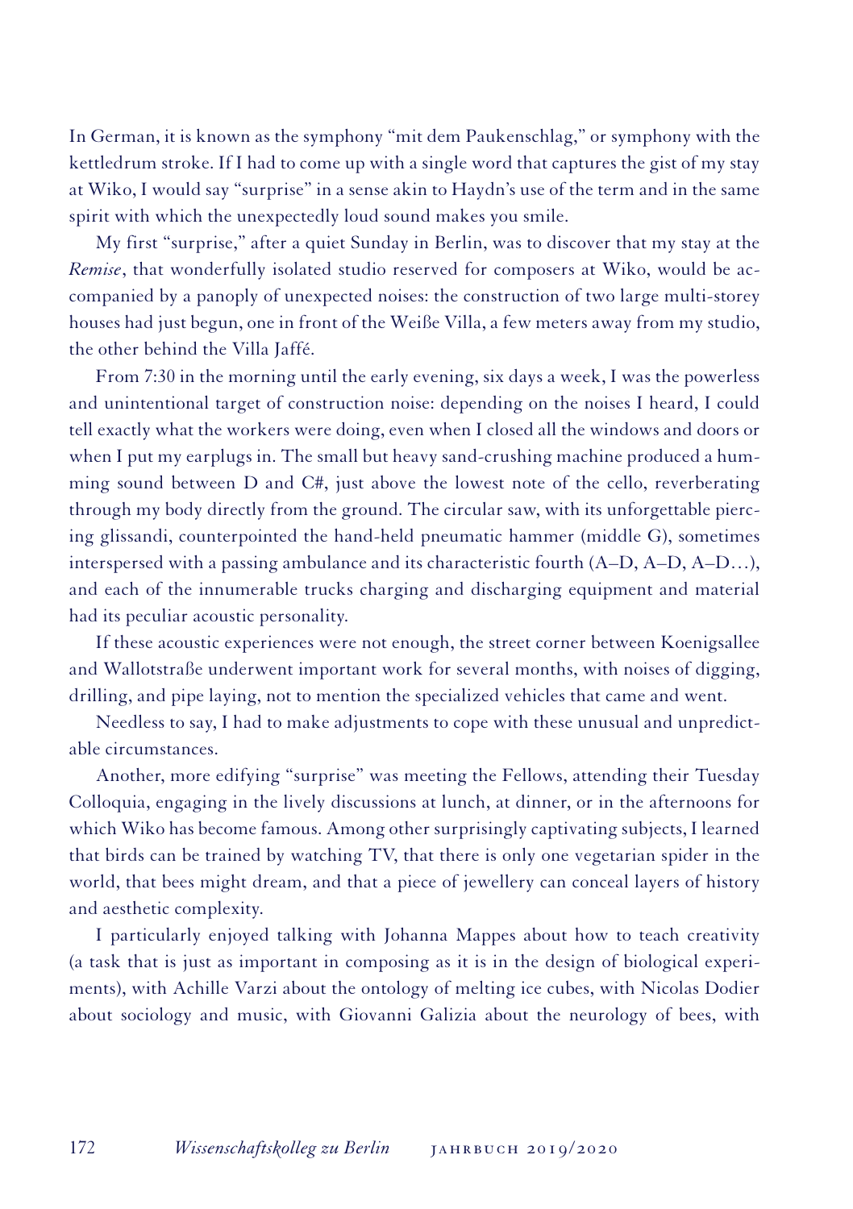In German, it is known as the symphony "mit dem Paukenschlag," or symphony with the kettledrum stroke. If I had to come up with a single word that captures the gist of my stay at Wiko, I would say "surprise" in a sense akin to Haydn's use of the term and in the same spirit with which the unexpectedly loud sound makes you smile.

My first "surprise," after a quiet Sunday in Berlin, was to discover that my stay at the *Remise*, that wonderfully isolated studio reserved for composers at Wiko, would be accompanied by a panoply of unexpected noises: the construction of two large multi-storey houses had just begun, one in front of the Weiße Villa, a few meters away from my studio, the other behind the Villa Jaffé.

From 7:30 in the morning until the early evening, six days a week, I was the powerless and unintentional target of construction noise: depending on the noises I heard, I could tell exactly what the workers were doing, even when I closed all the windows and doors or when I put my earplugs in. The small but heavy sand-crushing machine produced a humming sound between D and C#, just above the lowest note of the cello, reverberating through my body directly from the ground. The circular saw, with its unforgettable piercing glissandi, counterpointed the hand-held pneumatic hammer (middle G), sometimes interspersed with a passing ambulance and its characteristic fourth (A–D, A–D, A–D…), and each of the innumerable trucks charging and discharging equipment and material had its peculiar acoustic personality.

If these acoustic experiences were not enough, the street corner between Koenigsallee and Wallotstraße underwent important work for several months, with noises of digging, drilling, and pipe laying, not to mention the specialized vehicles that came and went.

Needless to say, I had to make adjustments to cope with these unusual and unpredictable circumstances.

Another, more edifying "surprise" was meeting the Fellows, attending their Tuesday Colloquia, engaging in the lively discussions at lunch, at dinner, or in the afternoons for which Wiko has become famous. Among other surprisingly captivating subjects, I learned that birds can be trained by watching TV, that there is only one vegetarian spider in the world, that bees might dream, and that a piece of jewellery can conceal layers of history and aesthetic complexity.

I particularly enjoyed talking with Johanna Mappes about how to teach creativity (a task that is just as important in composing as it is in the design of biological experiments), with Achille Varzi about the ontology of melting ice cubes, with Nicolas Dodier about sociology and music, with Giovanni Galizia about the neurology of bees, with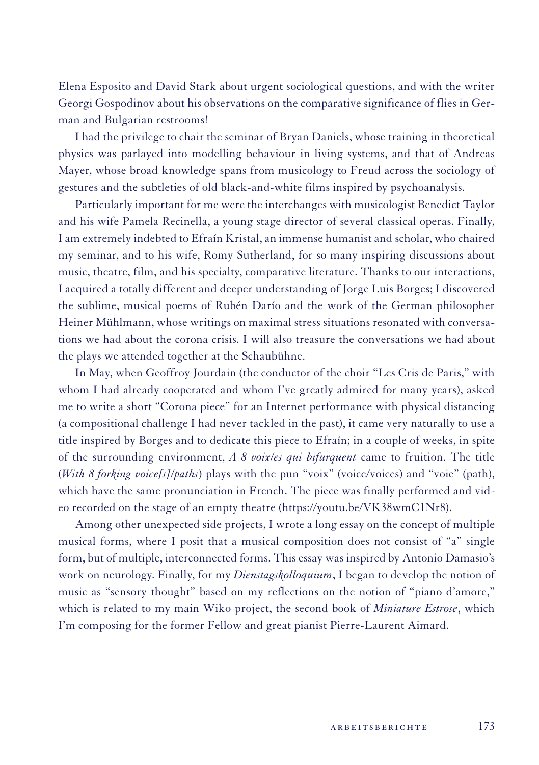Elena Esposito and David Stark about urgent sociological questions, and with the writer Georgi Gospodinov about his observations on the comparative significance of flies in German and Bulgarian restrooms!

I had the privilege to chair the seminar of Bryan Daniels, whose training in theoretical physics was parlayed into modelling behaviour in living systems, and that of Andreas Mayer, whose broad knowledge spans from musicology to Freud across the sociology of gestures and the subtleties of old black-and-white films inspired by psychoanalysis.

Particularly important for me were the interchanges with musicologist Benedict Taylor and his wife Pamela Recinella, a young stage director of several classical operas. Finally, I am extremely indebted to Efraín Kristal, an immense humanist and scholar, who chaired my seminar, and to his wife, Romy Sutherland, for so many inspiring discussions about music, theatre, film, and his specialty, comparative literature. Thanks to our interactions, I acquired a totally different and deeper understanding of Jorge Luis Borges; I discovered the sublime, musical poems of Rubén Darío and the work of the German philosopher Heiner Mühlmann, whose writings on maximal stress situations resonated with conversations we had about the corona crisis. I will also treasure the conversations we had about the plays we attended together at the Schaubühne.

In May, when Geoffroy Jourdain (the conductor of the choir "Les Cris de Paris," with whom I had already cooperated and whom I've greatly admired for many years), asked me to write a short "Corona piece" for an Internet performance with physical distancing (a compositional challenge I had never tackled in the past), it came very naturally to use a title inspired by Borges and to dedicate this piece to Efraín; in a couple of weeks, in spite of the surrounding environment, *A 8 voix/es qui bifurquent* came to fruition. The title (*With 8 forking voice[s]/paths*) plays with the pun "voix" (voice/voices) and "voie" (path), which have the same pronunciation in French. The piece was finally performed and video recorded on the stage of an empty theatre (https://youtu.be/VK38wmC1Nr8).

Among other unexpected side projects, I wrote a long essay on the concept of multiple musical forms, where I posit that a musical composition does not consist of "a" single form, but of multiple, interconnected forms. This essay was inspired by Antonio Damasio's work on neurology. Finally, for my *Dienstagskolloquium*, I began to develop the notion of music as "sensory thought" based on my reflections on the notion of "piano d'amore," which is related to my main Wiko project, the second book of *Miniature Estrose*, which I'm composing for the former Fellow and great pianist Pierre-Laurent Aimard.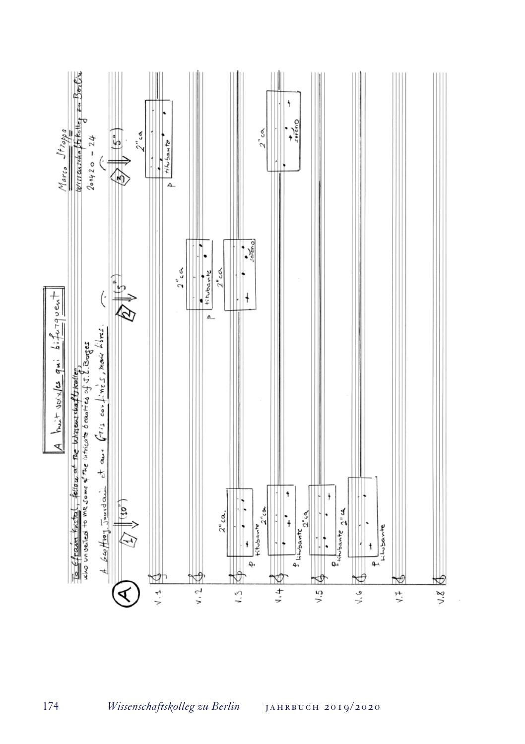A huit voix les qui bifurquent

To Efraim Kristal, fellow at the Wissenschaftskolleg,
who unveiled to me some of the intricate beauties of J. L. Borges

A Geoffroy Jourdain et aux Cris de Paris, mais libres.

Marco Stroppa
Wissenschaftskolleg zu Berlin
200420 – 24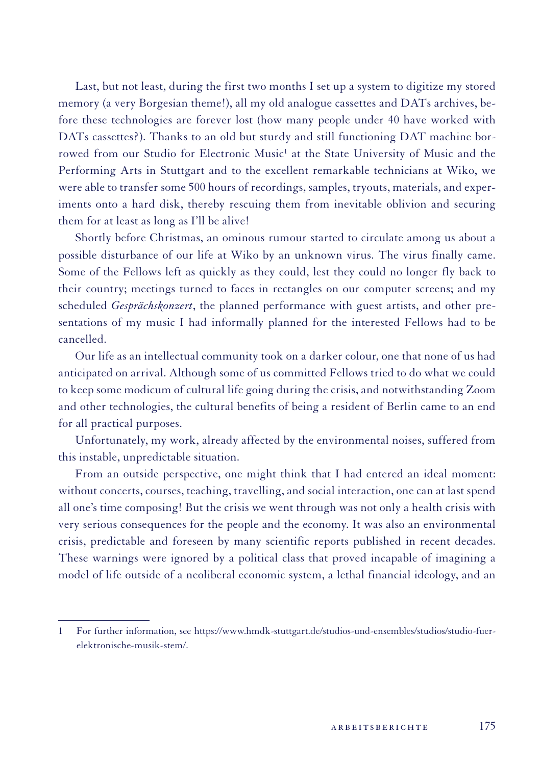Last, but not least, during the first two months I set up a system to digitize my stored memory (a very Borgesian theme!), all my old analogue cassettes and DATs archives, before these technologies are forever lost (how many people under 40 have worked with DATs cassettes?). Thanks to an old but sturdy and still functioning DAT machine borrowed from our Studio for Electronic Music[1] at the State University of Music and the Performing Arts in Stuttgart and to the excellent remarkable technicians at Wiko, we were able to transfer some 500 hours of recordings, samples, tryouts, materials, and experiments onto a hard disk, thereby rescuing them from inevitable oblivion and securing them for at least as long as I'll be alive!

Shortly before Christmas, an ominous rumour started to circulate among us about a possible disturbance of our life at Wiko by an unknown virus. The virus finally came. Some of the Fellows left as quickly as they could, lest they could no longer fly back to their country; meetings turned to faces in rectangles on our computer screens; and my scheduled *Gesprächskonzert*, the planned performance with guest artists, and other presentations of my music I had informally planned for the interested Fellows had to be cancelled.

Our life as an intellectual community took on a darker colour, one that none of us had anticipated on arrival. Although some of us committed Fellows tried to do what we could to keep some modicum of cultural life going during the crisis, and notwithstanding Zoom and other technologies, the cultural benefits of being a resident of Berlin came to an end for all practical purposes.

Unfortunately, my work, already affected by the environmental noises, suffered from this instable, unpredictable situation.

From an outside perspective, one might think that I had entered an ideal moment: without concerts, courses, teaching, travelling, and social interaction, one can at last spend all one's time composing! But the crisis we went through was not only a health crisis with very serious consequences for the people and the economy. It was also an environmental crisis, predictable and foreseen by many scientific reports published in recent decades. These warnings were ignored by a political class that proved incapable of imagining a model of life outside of a neoliberal economic system, a lethal financial ideology, and an

---

1 For further information, see https://www.hmdk-stuttgart.de/studios-und-ensembles/studios/studio-fuer-elektronische-musik-stem/.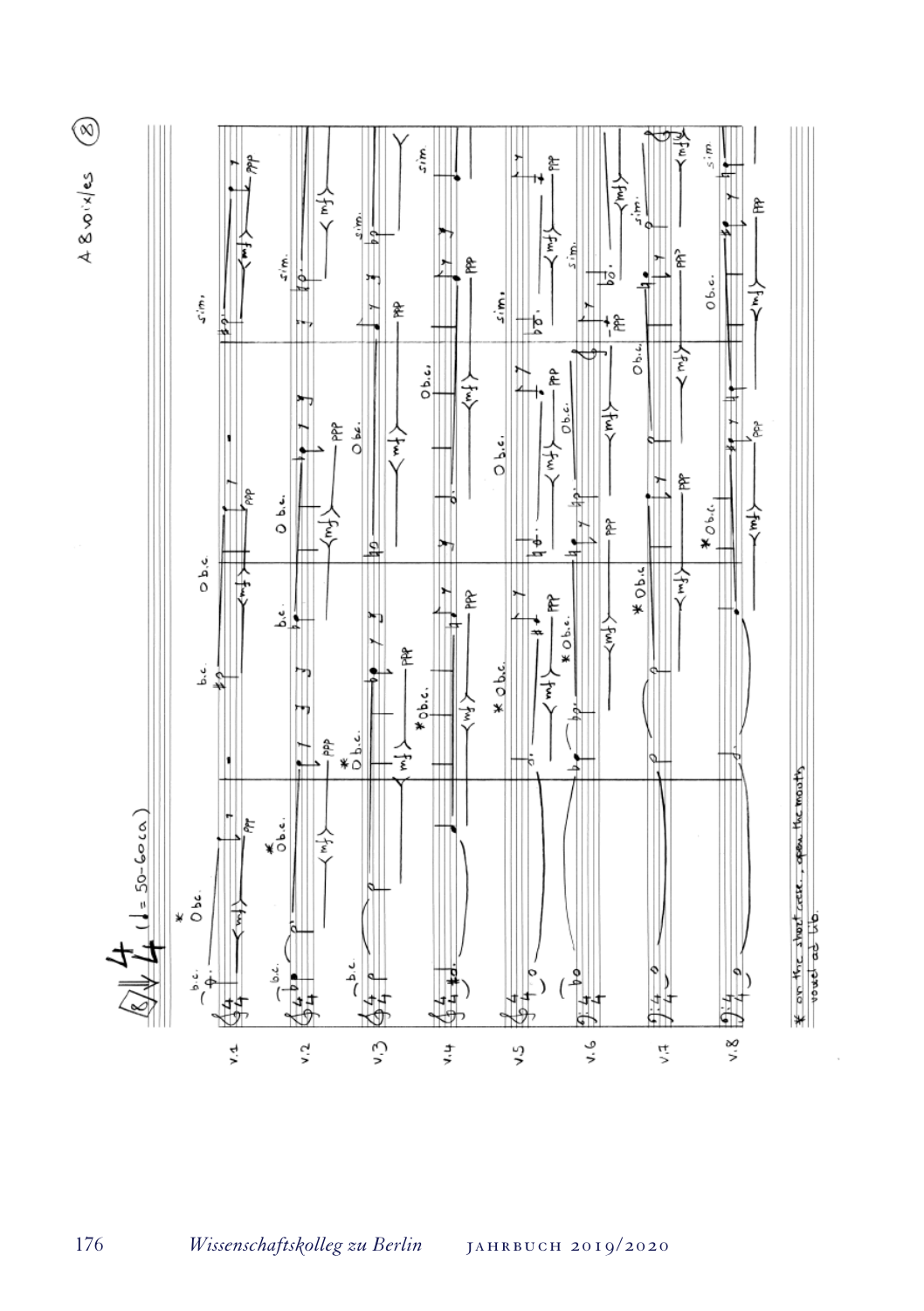A 8 voix/es (8)

* on the short cresc., open the mouth, vowel ad lib.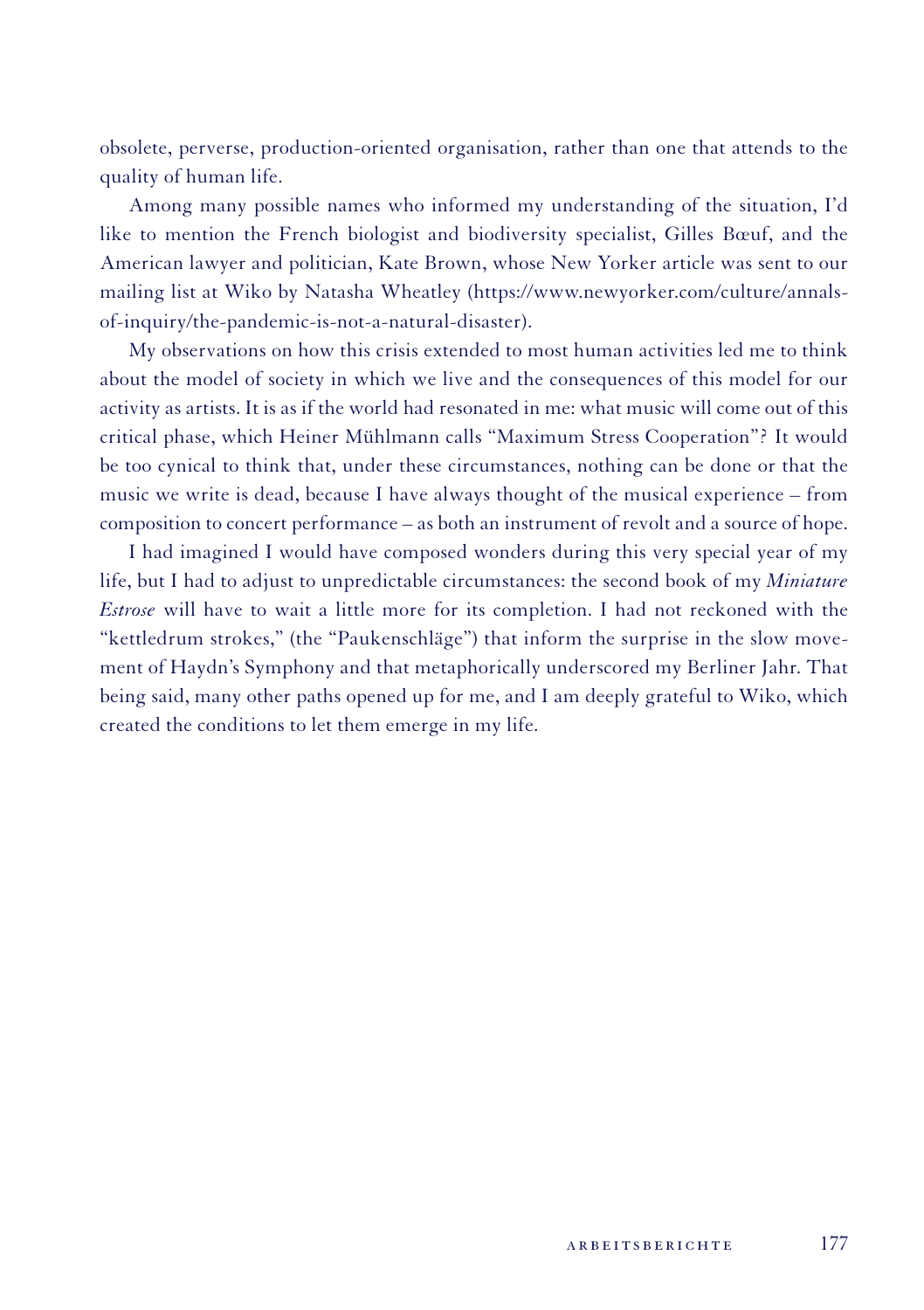obsolete, perverse, production-oriented organisation, rather than one that attends to the quality of human life.

Among many possible names who informed my understanding of the situation, I'd like to mention the French biologist and biodiversity specialist, Gilles Bœuf, and the American lawyer and politician, Kate Brown, whose New Yorker article was sent to our mailing list at Wiko by Natasha Wheatley (https://www.newyorker.com/culture/annals-of-inquiry/the-pandemic-is-not-a-natural-disaster).

My observations on how this crisis extended to most human activities led me to think about the model of society in which we live and the consequences of this model for our activity as artists. It is as if the world had resonated in me: what music will come out of this critical phase, which Heiner Mühlmann calls "Maximum Stress Cooperation"? It would be too cynical to think that, under these circumstances, nothing can be done or that the music we write is dead, because I have always thought of the musical experience – from composition to concert performance – as both an instrument of revolt and a source of hope.

I had imagined I would have composed wonders during this very special year of my life, but I had to adjust to unpredictable circumstances: the second book of my *Miniature Estrose* will have to wait a little more for its completion. I had not reckoned with the "kettledrum strokes," (the "Paukenschläge") that inform the surprise in the slow movement of Haydn's Symphony and that metaphorically underscored my Berliner Jahr. That being said, many other paths opened up for me, and I am deeply grateful to Wiko, which created the conditions to let them emerge in my life.